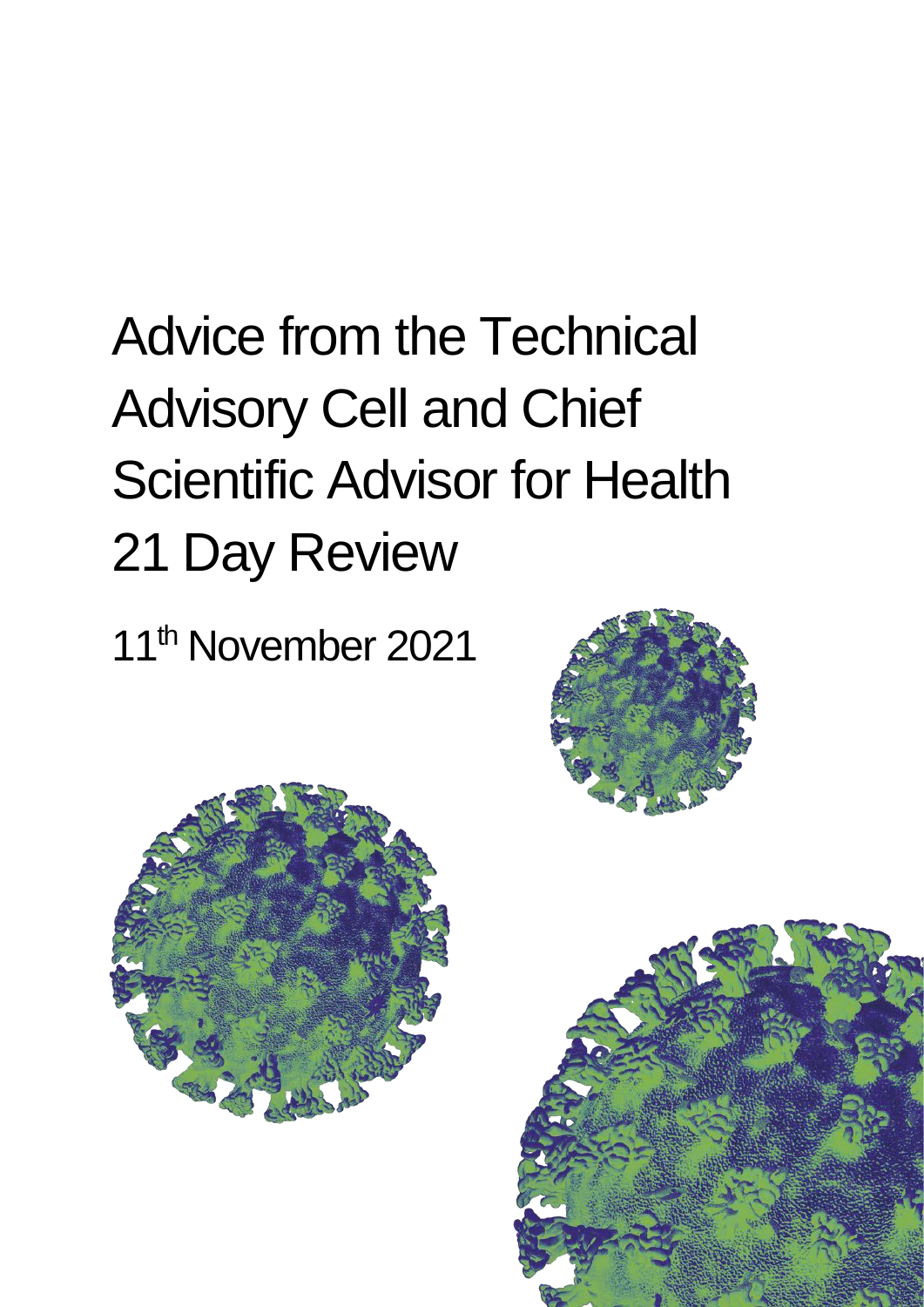# Advice from the Technical Advisory Cell and Chief Scientific Advisor for Health 21 Day Review

11th November 2021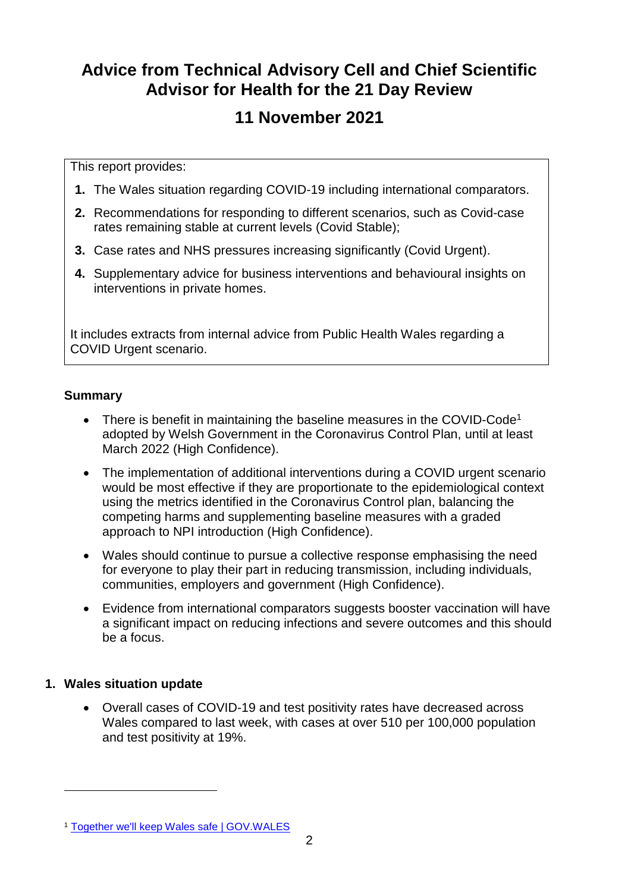# Advice from Technical Advisory Cell and Chief Scientific Advisor for Health for the 21 Day Review

## 11 November 2021

This report provides:

1. The Wales situation regarding COVID-19 including international comparators.
2. Recommendations for responding to different scenarios, such as Covid-case rates remaining stable at current levels (Covid Stable);
3. Case rates and NHS pressures increasing significantly (Covid Urgent).
4. Supplementary advice for business interventions and behavioural insights on interventions in private homes.

It includes extracts from internal advice from Public Health Wales regarding a COVID Urgent scenario.

### Summary

- There is benefit in maintaining the baseline measures in the COVID-Code[1] adopted by Welsh Government in the Coronavirus Control Plan, until at least March 2022 (High Confidence).
- The implementation of additional interventions during a COVID urgent scenario would be most effective if they are proportionate to the epidemiological context using the metrics identified in the Coronavirus Control plan, balancing the competing harms and supplementing baseline measures with a graded approach to NPI introduction (High Confidence).
- Wales should continue to pursue a collective response emphasising the need for everyone to play their part in reducing transmission, including individuals, communities, employers and government (High Confidence).
- Evidence from international comparators suggests booster vaccination will have a significant impact on reducing infections and severe outcomes and this should be a focus.

### 1. Wales situation update

- Overall cases of COVID-19 and test positivity rates have decreased across Wales compared to last week, with cases at over 510 per 100,000 population and test positivity at 19%.

---

[1] Together we'll keep Wales safe | GOV.WALES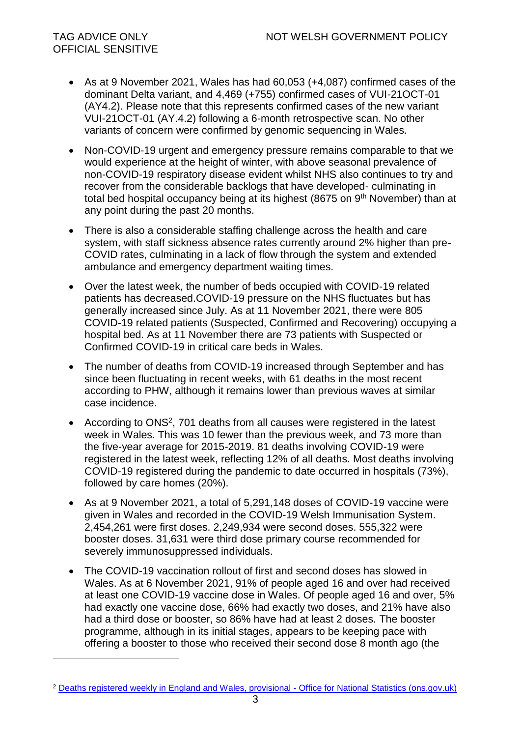- As at 9 November 2021, Wales has had 60,053 (+4,087) confirmed cases of the dominant Delta variant, and 4,469 (+755) confirmed cases of VUI-21OCT-01 (AY4.2). Please note that this represents confirmed cases of the new variant VUI-21OCT-01 (AY.4.2) following a 6-month retrospective scan. No other variants of concern were confirmed by genomic sequencing in Wales.
- Non-COVID-19 urgent and emergency pressure remains comparable to that we would experience at the height of winter, with above seasonal prevalence of non-COVID-19 respiratory disease evident whilst NHS also continues to try and recover from the considerable backlogs that have developed- culminating in total bed hospital occupancy being at its highest (8675 on 9th November) than at any point during the past 20 months.
- There is also a considerable staffing challenge across the health and care system, with staff sickness absence rates currently around 2% higher than pre-COVID rates, culminating in a lack of flow through the system and extended ambulance and emergency department waiting times.
- Over the latest week, the number of beds occupied with COVID-19 related patients has decreased.COVID-19 pressure on the NHS fluctuates but has generally increased since July. As at 11 November 2021, there were 805 COVID-19 related patients (Suspected, Confirmed and Recovering) occupying a hospital bed. As at 11 November there are 73 patients with Suspected or Confirmed COVID-19 in critical care beds in Wales.
- The number of deaths from COVID-19 increased through September and has since been fluctuating in recent weeks, with 61 deaths in the most recent according to PHW, although it remains lower than previous waves at similar case incidence.
- According to ONS[2], 701 deaths from all causes were registered in the latest week in Wales. This was 10 fewer than the previous week, and 73 more than the five-year average for 2015-2019. 81 deaths involving COVID-19 were registered in the latest week, reflecting 12% of all deaths. Most deaths involving COVID-19 registered during the pandemic to date occurred in hospitals (73%), followed by care homes (20%).
- As at 9 November 2021, a total of 5,291,148 doses of COVID-19 vaccine were given in Wales and recorded in the COVID-19 Welsh Immunisation System. 2,454,261 were first doses. 2,249,934 were second doses. 555,322 were booster doses. 31,631 were third dose primary course recommended for severely immunosuppressed individuals.
- The COVID-19 vaccination rollout of first and second doses has slowed in Wales. As at 6 November 2021, 91% of people aged 16 and over had received at least one COVID-19 vaccine dose in Wales. Of people aged 16 and over, 5% had exactly one vaccine dose, 66% had exactly two doses, and 21% have also had a third dose or booster, so 86% have had at least 2 doses. The booster programme, although in its initial stages, appears to be keeping pace with offering a booster to those who received their second dose 8 month ago (the

[2] Deaths registered weekly in England and Wales, provisional - Office for National Statistics (ons.gov.uk)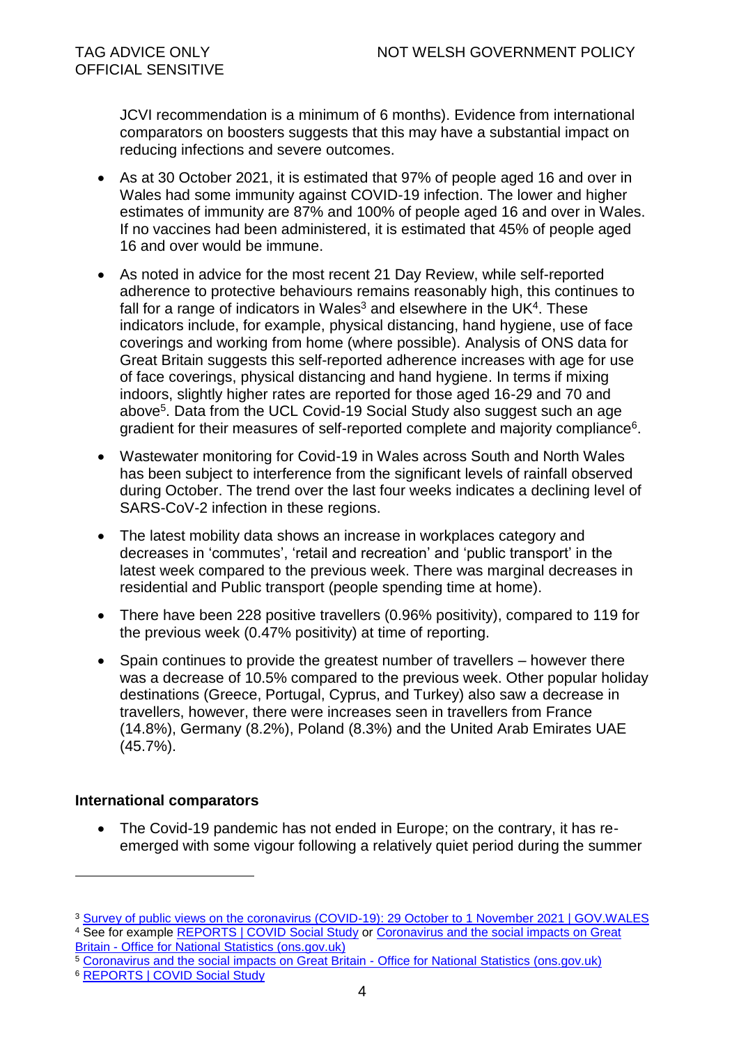JCVI recommendation is a minimum of 6 months). Evidence from international comparators on boosters suggests that this may have a substantial impact on reducing infections and severe outcomes.

- As at 30 October 2021, it is estimated that 97% of people aged 16 and over in Wales had some immunity against COVID-19 infection. The lower and higher estimates of immunity are 87% and 100% of people aged 16 and over in Wales. If no vaccines had been administered, it is estimated that 45% of people aged 16 and over would be immune.
- As noted in advice for the most recent 21 Day Review, while self-reported adherence to protective behaviours remains reasonably high, this continues to fall for a range of indicators in Wales[3] and elsewhere in the UK[4]. These indicators include, for example, physical distancing, hand hygiene, use of face coverings and working from home (where possible). Analysis of ONS data for Great Britain suggests this self-reported adherence increases with age for use of face coverings, physical distancing and hand hygiene. In terms if mixing indoors, slightly higher rates are reported for those aged 16-29 and 70 and above[5]. Data from the UCL Covid-19 Social Study also suggest such an age gradient for their measures of self-reported complete and majority compliance[6].
- Wastewater monitoring for Covid-19 in Wales across South and North Wales has been subject to interference from the significant levels of rainfall observed during October. The trend over the last four weeks indicates a declining level of SARS-CoV-2 infection in these regions.
- The latest mobility data shows an increase in workplaces category and decreases in 'commutes', 'retail and recreation' and 'public transport' in the latest week compared to the previous week. There was marginal decreases in residential and Public transport (people spending time at home).
- There have been 228 positive travellers (0.96% positivity), compared to 119 for the previous week (0.47% positivity) at time of reporting.
- Spain continues to provide the greatest number of travellers – however there was a decrease of 10.5% compared to the previous week. Other popular holiday destinations (Greece, Portugal, Cyprus, and Turkey) also saw a decrease in travellers, however, there were increases seen in travellers from France (14.8%), Germany (8.2%), Poland (8.3%) and the United Arab Emirates UAE (45.7%).

**International comparators**

- The Covid-19 pandemic has not ended in Europe; on the contrary, it has re-emerged with some vigour following a relatively quiet period during the summer

---

[3] Survey of public views on the coronavirus (COVID-19): 29 October to 1 November 2021 | GOV.WALES

[4] See for example REPORTS | COVID Social Study or Coronavirus and the social impacts on Great Britain - Office for National Statistics (ons.gov.uk)

[5] Coronavirus and the social impacts on Great Britain - Office for National Statistics (ons.gov.uk)

[6] REPORTS | COVID Social Study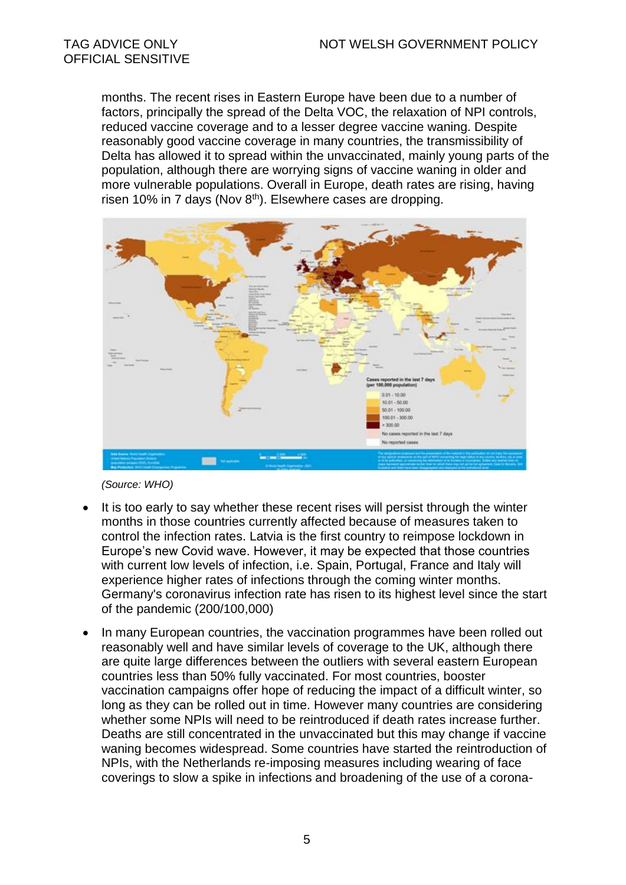months. The recent rises in Eastern Europe have been due to a number of factors, principally the spread of the Delta VOC, the relaxation of NPI controls, reduced vaccine coverage and to a lesser degree vaccine waning. Despite reasonably good vaccine coverage in many countries, the transmissibility of Delta has allowed it to spread within the unvaccinated, mainly young parts of the population, although there are worrying signs of vaccine waning in older and more vulnerable populations. Overall in Europe, death rates are rising, having risen 10% in 7 days (Nov 8th). Elsewhere cases are dropping.

*(Source: WHO)*

- It is too early to say whether these recent rises will persist through the winter months in those countries currently affected because of measures taken to control the infection rates. Latvia is the first country to reimpose lockdown in Europe's new Covid wave. However, it may be expected that those countries with current low levels of infection, i.e. Spain, Portugal, France and Italy will experience higher rates of infections through the coming winter months. Germany's coronavirus infection rate has risen to its highest level since the start of the pandemic (200/100,000)
- In many European countries, the vaccination programmes have been rolled out reasonably well and have similar levels of coverage to the UK, although there are quite large differences between the outliers with several eastern European countries less than 50% fully vaccinated. For most countries, booster vaccination campaigns offer hope of reducing the impact of a difficult winter, so long as they can be rolled out in time. However many countries are considering whether some NPIs will need to be reintroduced if death rates increase further. Deaths are still concentrated in the unvaccinated but this may change if vaccine waning becomes widespread. Some countries have started the reintroduction of NPIs, with the Netherlands re-imposing measures including wearing of face coverings to slow a spike in infections and broadening of the use of a corona-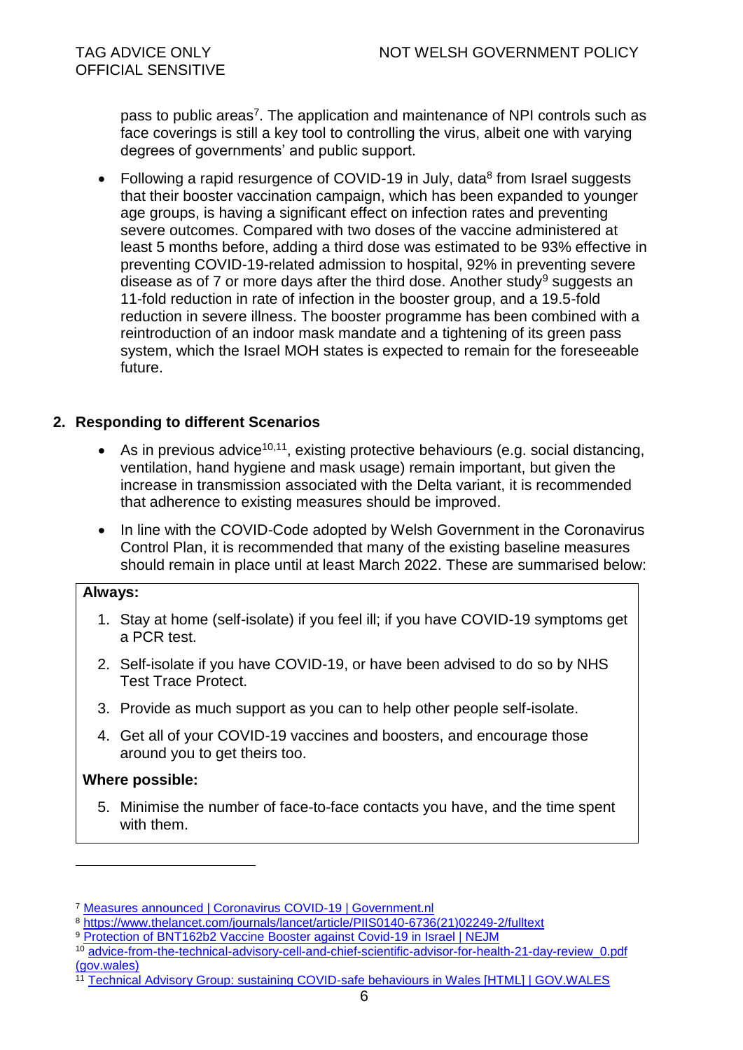pass to public areas[7]. The application and maintenance of NPI controls such as face coverings is still a key tool to controlling the virus, albeit one with varying degrees of governments' and public support.

- Following a rapid resurgence of COVID-19 in July, data[8] from Israel suggests that their booster vaccination campaign, which has been expanded to younger age groups, is having a significant effect on infection rates and preventing severe outcomes. Compared with two doses of the vaccine administered at least 5 months before, adding a third dose was estimated to be 93% effective in preventing COVID-19-related admission to hospital, 92% in preventing severe disease as of 7 or more days after the third dose. Another study[9] suggests an 11-fold reduction in rate of infection in the booster group, and a 19.5-fold reduction in severe illness. The booster programme has been combined with a reintroduction of an indoor mask mandate and a tightening of its green pass system, which the Israel MOH states is expected to remain for the foreseeable future.

## 2. Responding to different Scenarios

- As in previous advice[10,11], existing protective behaviours (e.g. social distancing, ventilation, hand hygiene and mask usage) remain important, but given the increase in transmission associated with the Delta variant, it is recommended that adherence to existing measures should be improved.
- In line with the COVID-Code adopted by Welsh Government in the Coronavirus Control Plan, it is recommended that many of the existing baseline measures should remain in place until at least March 2022. These are summarised below:

**Always:**

1. Stay at home (self-isolate) if you feel ill; if you have COVID-19 symptoms get a PCR test.
2. Self-isolate if you have COVID-19, or have been advised to do so by NHS Test Trace Protect.
3. Provide as much support as you can to help other people self-isolate.
4. Get all of your COVID-19 vaccines and boosters, and encourage those around you to get theirs too.

**Where possible:**

5. Minimise the number of face-to-face contacts you have, and the time spent with them.

---

[7] Measures announced | Coronavirus COVID-19 | Government.nl

[8] https://www.thelancet.com/journals/lancet/article/PIIS0140-6736(21)02249-2/fulltext

[9] Protection of BNT162b2 Vaccine Booster against Covid-19 in Israel | NEJM

[10] advice-from-the-technical-advisory-cell-and-chief-scientific-advisor-for-health-21-day-review_0.pdf (gov.wales)

[11] Technical Advisory Group: sustaining COVID-safe behaviours in Wales [HTML] | GOV.WALES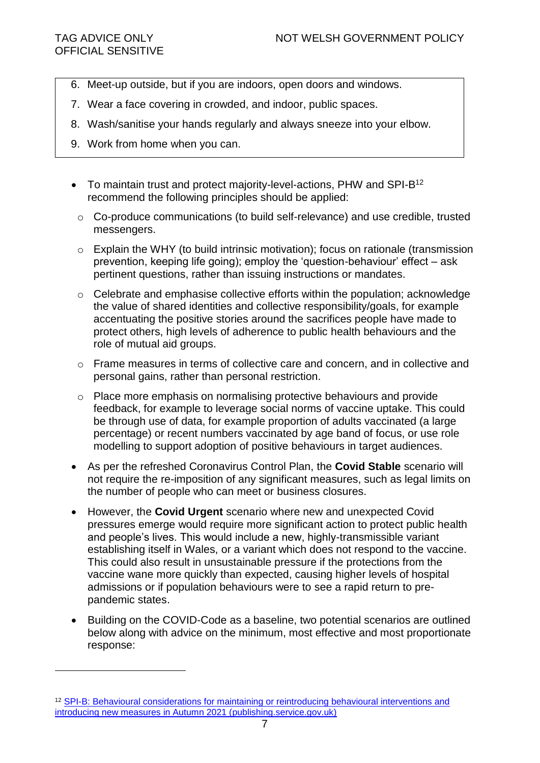6. Meet-up outside, but if you are indoors, open doors and windows.
7. Wear a face covering in crowded, and indoor, public spaces.
8. Wash/sanitise your hands regularly and always sneeze into your elbow.
9. Work from home when you can.

- To maintain trust and protect majority-level-actions, PHW and SPI-B[12] recommend the following principles should be applied:
  - Co-produce communications (to build self-relevance) and use credible, trusted messengers.
  - Explain the WHY (to build intrinsic motivation); focus on rationale (transmission prevention, keeping life going); employ the 'question-behaviour' effect – ask pertinent questions, rather than issuing instructions or mandates.
  - Celebrate and emphasise collective efforts within the population; acknowledge the value of shared identities and collective responsibility/goals, for example accentuating the positive stories around the sacrifices people have made to protect others, high levels of adherence to public health behaviours and the role of mutual aid groups.
  - Frame measures in terms of collective care and concern, and in collective and personal gains, rather than personal restriction.
  - Place more emphasis on normalising protective behaviours and provide feedback, for example to leverage social norms of vaccine uptake. This could be through use of data, for example proportion of adults vaccinated (a large percentage) or recent numbers vaccinated by age band of focus, or use role modelling to support adoption of positive behaviours in target audiences.
- As per the refreshed Coronavirus Control Plan, the **Covid Stable** scenario will not require the re-imposition of any significant measures, such as legal limits on the number of people who can meet or business closures.
- However, the **Covid Urgent** scenario where new and unexpected Covid pressures emerge would require more significant action to protect public health and people's lives. This would include a new, highly-transmissible variant establishing itself in Wales, or a variant which does not respond to the vaccine. This could also result in unsustainable pressure if the protections from the vaccine wane more quickly than expected, causing higher levels of hospital admissions or if population behaviours were to see a rapid return to pre-pandemic states.
- Building on the COVID-Code as a baseline, two potential scenarios are outlined below along with advice on the minimum, most effective and most proportionate response:

[12] SPI-B: Behavioural considerations for maintaining or reintroducing behavioural interventions and introducing new measures in Autumn 2021 (publishing.service.gov.uk)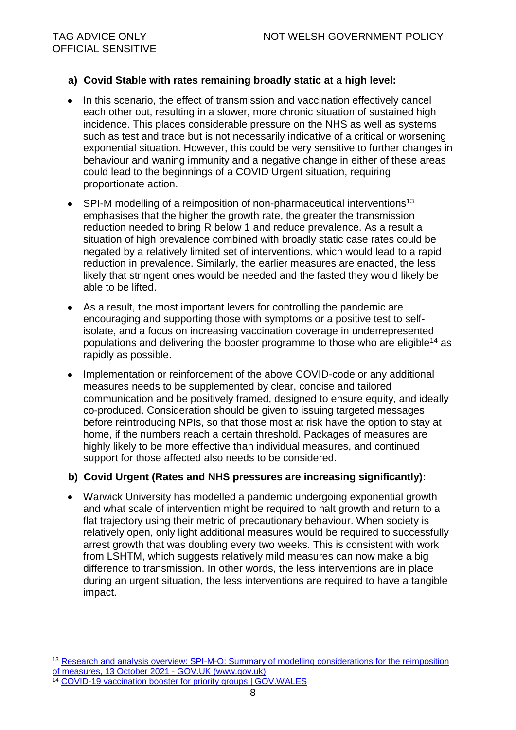**a) Covid Stable with rates remaining broadly static at a high level:**

- In this scenario, the effect of transmission and vaccination effectively cancel each other out, resulting in a slower, more chronic situation of sustained high incidence. This places considerable pressure on the NHS as well as systems such as test and trace but is not necessarily indicative of a critical or worsening exponential situation. However, this could be very sensitive to further changes in behaviour and waning immunity and a negative change in either of these areas could lead to the beginnings of a COVID Urgent situation, requiring proportionate action.
- SPI-M modelling of a reimposition of non-pharmaceutical interventions[13] emphasises that the higher the growth rate, the greater the transmission reduction needed to bring R below 1 and reduce prevalence. As a result a situation of high prevalence combined with broadly static case rates could be negated by a relatively limited set of interventions, which would lead to a rapid reduction in prevalence. Similarly, the earlier measures are enacted, the less likely that stringent ones would be needed and the fasted they would likely be able to be lifted.
- As a result, the most important levers for controlling the pandemic are encouraging and supporting those with symptoms or a positive test to self-isolate, and a focus on increasing vaccination coverage in underrepresented populations and delivering the booster programme to those who are eligible[14] as rapidly as possible.
- Implementation or reinforcement of the above COVID-code or any additional measures needs to be supplemented by clear, concise and tailored communication and be positively framed, designed to ensure equity, and ideally co-produced. Consideration should be given to issuing targeted messages before reintroducing NPIs, so that those most at risk have the option to stay at home, if the numbers reach a certain threshold. Packages of measures are highly likely to be more effective than individual measures, and continued support for those affected also needs to be considered.

**b) Covid Urgent (Rates and NHS pressures are increasing significantly):**

- Warwick University has modelled a pandemic undergoing exponential growth and what scale of intervention might be required to halt growth and return to a flat trajectory using their metric of precautionary behaviour. When society is relatively open, only light additional measures would be required to successfully arrest growth that was doubling every two weeks. This is consistent with work from LSHTM, which suggests relatively mild measures can now make a big difference to transmission. In other words, the less interventions are in place during an urgent situation, the less interventions are required to have a tangible impact.

---

[13] Research and analysis overview: SPI-M-O: Summary of modelling considerations for the reimposition of measures, 13 October 2021 - GOV.UK (www.gov.uk)

[14] COVID-19 vaccination booster for priority groups | GOV.WALES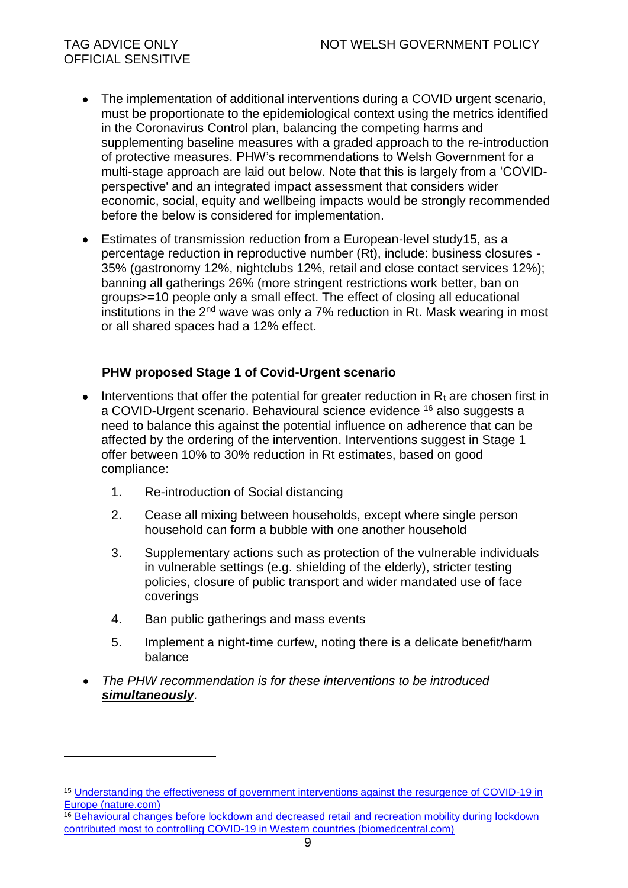- The implementation of additional interventions during a COVID urgent scenario, must be proportionate to the epidemiological context using the metrics identified in the Coronavirus Control plan, balancing the competing harms and supplementing baseline measures with a graded approach to the re-introduction of protective measures. PHW's recommendations to Welsh Government for a multi-stage approach are laid out below. Note that this is largely from a 'COVID-perspective' and an integrated impact assessment that considers wider economic, social, equity and wellbeing impacts would be strongly recommended before the below is considered for implementation.
- Estimates of transmission reduction from a European-level study15, as a percentage reduction in reproductive number (Rt), include: business closures - 35% (gastronomy 12%, nightclubs 12%, retail and close contact services 12%); banning all gatherings 26% (more stringent restrictions work better, ban on groups>=10 people only a small effect. The effect of closing all educational institutions in the 2nd wave was only a 7% reduction in Rt. Mask wearing in most or all shared spaces had a 12% effect.

**PHW proposed Stage 1 of Covid-Urgent scenario**

- Interventions that offer the potential for greater reduction in $R_t$ are chosen first in a COVID-Urgent scenario. Behavioural science evidence [16] also suggests a need to balance this against the potential influence on adherence that can be affected by the ordering of the intervention. Interventions suggest in Stage 1 offer between 10% to 30% reduction in Rt estimates, based on good compliance:
    1. Re-introduction of Social distancing
    2. Cease all mixing between households, except where single person household can form a bubble with one another household
    3. Supplementary actions such as protection of the vulnerable individuals in vulnerable settings (e.g. shielding of the elderly), stricter testing policies, closure of public transport and wider mandated use of face coverings
    4. Ban public gatherings and mass events
    5. Implement a night-time curfew, noting there is a delicate benefit/harm balance
- *The PHW recommendation is for these interventions to be introduced **simultaneously**.*

[15] Understanding the effectiveness of government interventions against the resurgence of COVID-19 in Europe (nature.com)

[16] Behavioural changes before lockdown and decreased retail and recreation mobility during lockdown contributed most to controlling COVID-19 in Western countries (biomedcentral.com)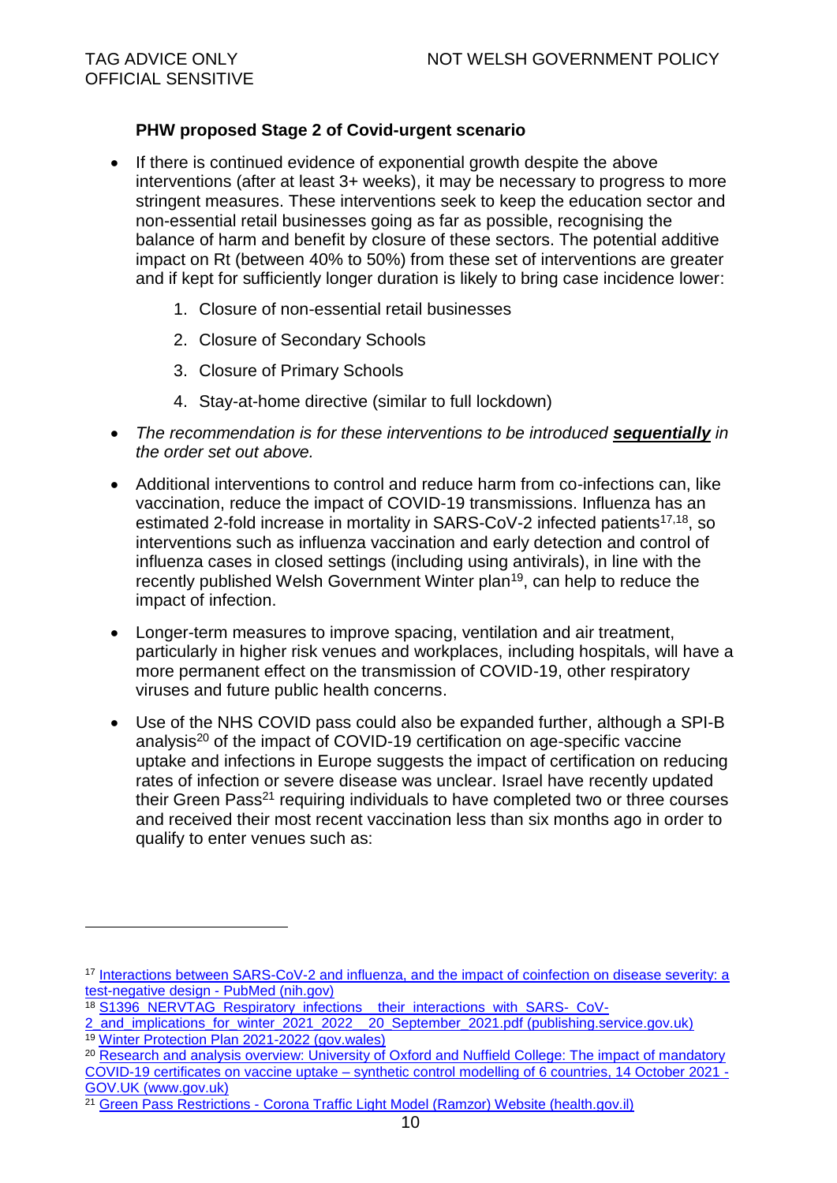**PHW proposed Stage 2 of Covid-urgent scenario**

- If there is continued evidence of exponential growth despite the above interventions (after at least 3+ weeks), it may be necessary to progress to more stringent measures. These interventions seek to keep the education sector and non-essential retail businesses going as far as possible, recognising the balance of harm and benefit by closure of these sectors. The potential additive impact on Rt (between 40% to 50%) from these set of interventions are greater and if kept for sufficiently longer duration is likely to bring case incidence lower:
    1. Closure of non-essential retail businesses
    2. Closure of Secondary Schools
    3. Closure of Primary Schools
    4. Stay-at-home directive (similar to full lockdown)
- *The recommendation is for these interventions to be introduced* ***sequentially*** *in the order set out above.*
- Additional interventions to control and reduce harm from co-infections can, like vaccination, reduce the impact of COVID-19 transmissions. Influenza has an estimated 2-fold increase in mortality in SARS-CoV-2 infected patients[17,18], so interventions such as influenza vaccination and early detection and control of influenza cases in closed settings (including using antivirals), in line with the recently published Welsh Government Winter plan[19], can help to reduce the impact of infection.
- Longer-term measures to improve spacing, ventilation and air treatment, particularly in higher risk venues and workplaces, including hospitals, will have a more permanent effect on the transmission of COVID-19, other respiratory viruses and future public health concerns.
- Use of the NHS COVID pass could also be expanded further, although a SPI-B analysis[20] of the impact of COVID-19 certification on age-specific vaccine uptake and infections in Europe suggests the impact of certification on reducing rates of infection or severe disease was unclear. Israel have recently updated their Green Pass[21] requiring individuals to have completed two or three courses and received their most recent vaccination less than six months ago in order to qualify to enter venues such as:

---

[17] Interactions between SARS-CoV-2 and influenza, and the impact of coinfection on disease severity: a test-negative design - PubMed (nih.gov)

[18] S1396_NERVTAG_Respiratory_infections__their_interactions_with_SARS-_CoV-2_and_implications_for_winter_2021_2022__20_September_2021.pdf (publishing.service.gov.uk)

[19] Winter Protection Plan 2021-2022 (gov.wales)

[20] Research and analysis overview: University of Oxford and Nuffield College: The impact of mandatory COVID-19 certificates on vaccine uptake – synthetic control modelling of 6 countries, 14 October 2021 - GOV.UK (www.gov.uk)

[21] Green Pass Restrictions - Corona Traffic Light Model (Ramzor) Website (health.gov.il)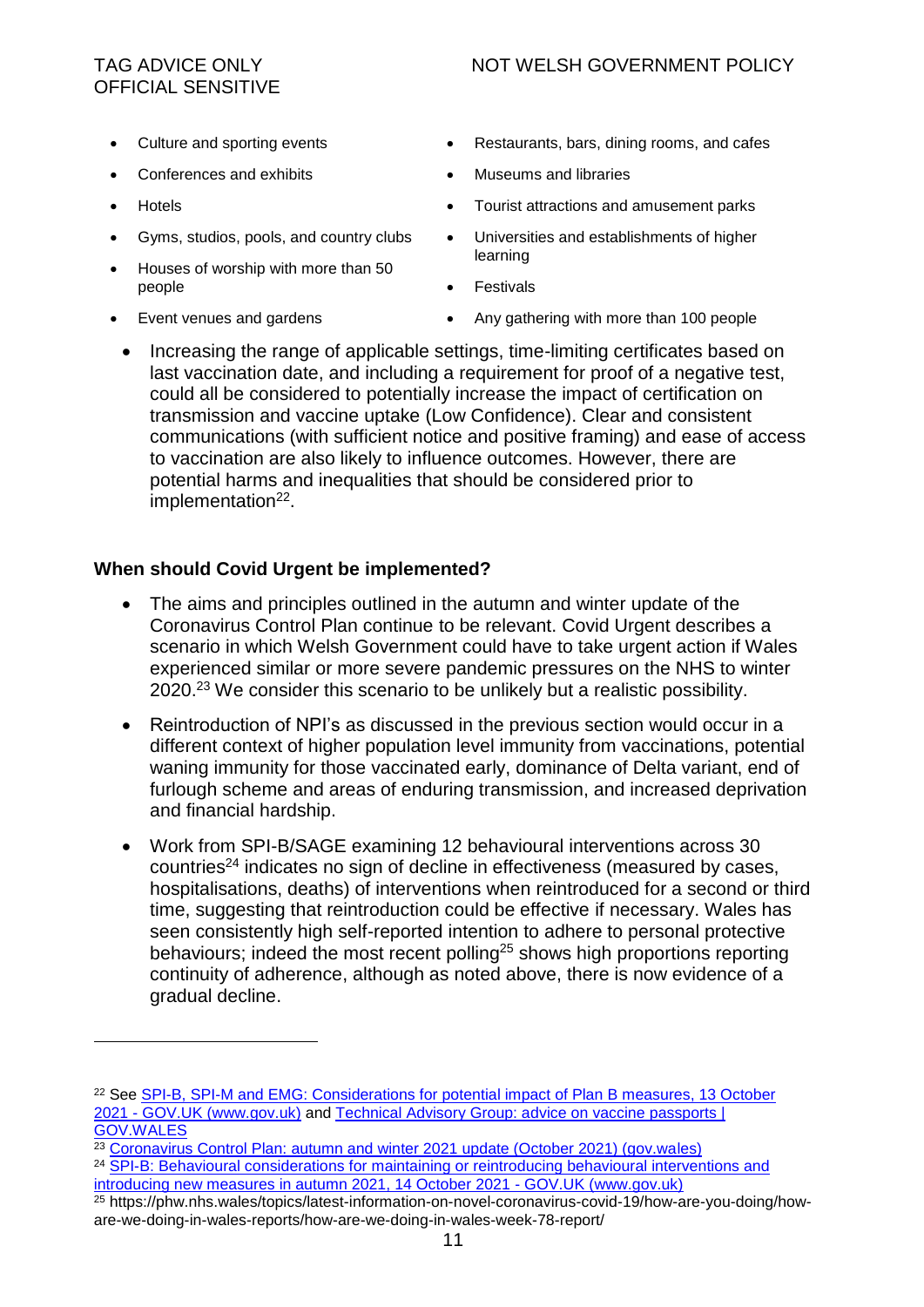- Culture and sporting events
- Conferences and exhibits
- Hotels
- Gyms, studios, pools, and country clubs
- Houses of worship with more than 50 people
- Event venues and gardens
- Restaurants, bars, dining rooms, and cafes
- Museums and libraries
- Tourist attractions and amusement parks
- Universities and establishments of higher learning
- Festivals
- Any gathering with more than 100 people

- Increasing the range of applicable settings, time-limiting certificates based on last vaccination date, and including a requirement for proof of a negative test, could all be considered to potentially increase the impact of certification on transmission and vaccine uptake (Low Confidence). Clear and consistent communications (with sufficient notice and positive framing) and ease of access to vaccination are also likely to influence outcomes. However, there are potential harms and inequalities that should be considered prior to implementation[22].

### When should Covid Urgent be implemented?

- The aims and principles outlined in the autumn and winter update of the Coronavirus Control Plan continue to be relevant. Covid Urgent describes a scenario in which Welsh Government could have to take urgent action if Wales experienced similar or more severe pandemic pressures on the NHS to winter 2020.[23] We consider this scenario to be unlikely but a realistic possibility.
- Reintroduction of NPI's as discussed in the previous section would occur in a different context of higher population level immunity from vaccinations, potential waning immunity for those vaccinated early, dominance of Delta variant, end of furlough scheme and areas of enduring transmission, and increased deprivation and financial hardship.
- Work from SPI-B/SAGE examining 12 behavioural interventions across 30 countries[24] indicates no sign of decline in effectiveness (measured by cases, hospitalisations, deaths) of interventions when reintroduced for a second or third time, suggesting that reintroduction could be effective if necessary. Wales has seen consistently high self-reported intention to adhere to personal protective behaviours; indeed the most recent polling[25] shows high proportions reporting continuity of adherence, although as noted above, there is now evidence of a gradual decline.

---

[22] See SPI-B, SPI-M and EMG: Considerations for potential impact of Plan B measures, 13 October 2021 - GOV.UK (www.gov.uk) and Technical Advisory Group: advice on vaccine passports | GOV.WALES

[23] Coronavirus Control Plan: autumn and winter 2021 update (October 2021) (gov.wales)

[24] SPI-B: Behavioural considerations for maintaining or reintroducing behavioural interventions and introducing new measures in autumn 2021, 14 October 2021 - GOV.UK (www.gov.uk)

[25] https://phw.nhs.wales/topics/latest-information-on-novel-coronavirus-covid-19/how-are-you-doing/how-are-we-doing-in-wales-reports/how-are-we-doing-in-wales-week-78-report/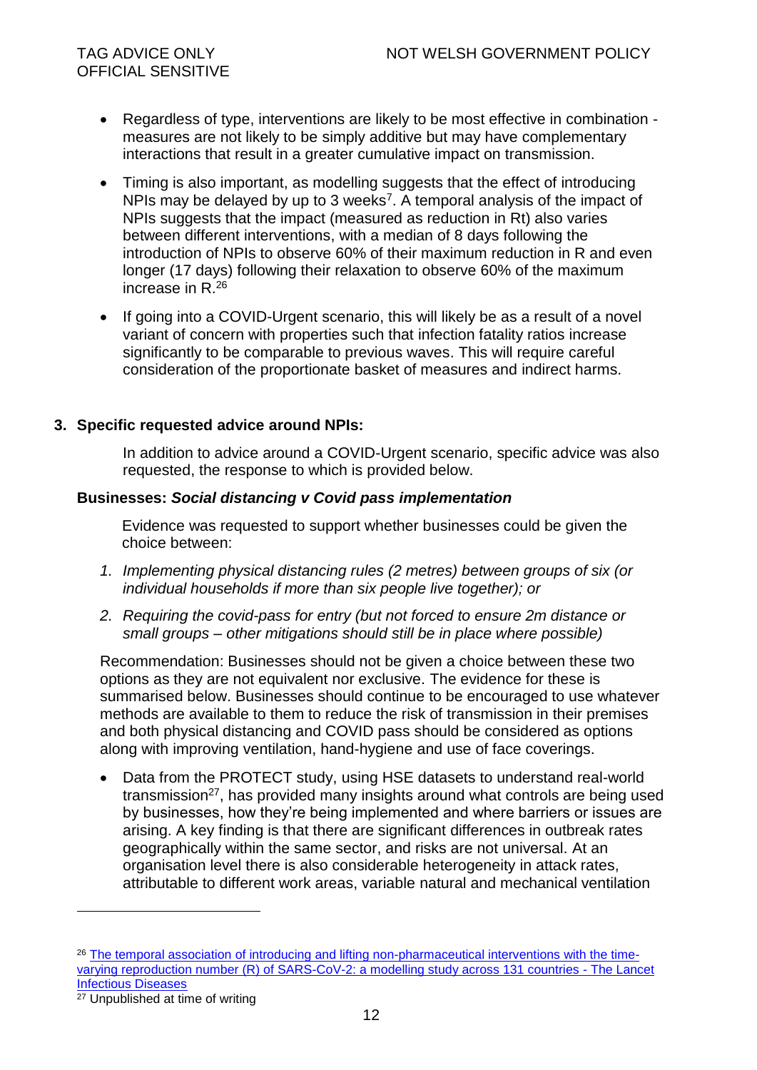- Regardless of type, interventions are likely to be most effective in combination - measures are not likely to be simply additive but may have complementary interactions that result in a greater cumulative impact on transmission.
- Timing is also important, as modelling suggests that the effect of introducing NPIs may be delayed by up to 3 weeks[7]. A temporal analysis of the impact of NPIs suggests that the impact (measured as reduction in Rt) also varies between different interventions, with a median of 8 days following the introduction of NPIs to observe 60% of their maximum reduction in R and even longer (17 days) following their relaxation to observe 60% of the maximum increase in R.[26]
- If going into a COVID-Urgent scenario, this will likely be as a result of a novel variant of concern with properties such that infection fatality ratios increase significantly to be comparable to previous waves. This will require careful consideration of the proportionate basket of measures and indirect harms.

## 3. Specific requested advice around NPIs:

In addition to advice around a COVID-Urgent scenario, specific advice was also requested, the response to which is provided below.

### Businesses: *Social distancing v Covid pass implementation*

Evidence was requested to support whether businesses could be given the choice between:

1. *Implementing physical distancing rules (2 metres) between groups of six (or individual households if more than six people live together); or*
2. *Requiring the covid-pass for entry (but not forced to ensure 2m distance or small groups – other mitigations should still be in place where possible)*

Recommendation: Businesses should not be given a choice between these two options as they are not equivalent nor exclusive. The evidence for these is summarised below. Businesses should continue to be encouraged to use whatever methods are available to them to reduce the risk of transmission in their premises and both physical distancing and COVID pass should be considered as options along with improving ventilation, hand-hygiene and use of face coverings.

- Data from the PROTECT study, using HSE datasets to understand real-world transmission[27], has provided many insights around what controls are being used by businesses, how they're being implemented and where barriers or issues are arising. A key finding is that there are significant differences in outbreak rates geographically within the same sector, and risks are not universal. At an organisation level there is also considerable heterogeneity in attack rates, attributable to different work areas, variable natural and mechanical ventilation

---

[26] The temporal association of introducing and lifting non-pharmaceutical interventions with the time-varying reproduction number (R) of SARS-CoV-2: a modelling study across 131 countries - The Lancet Infectious Diseases

[27] Unpublished at time of writing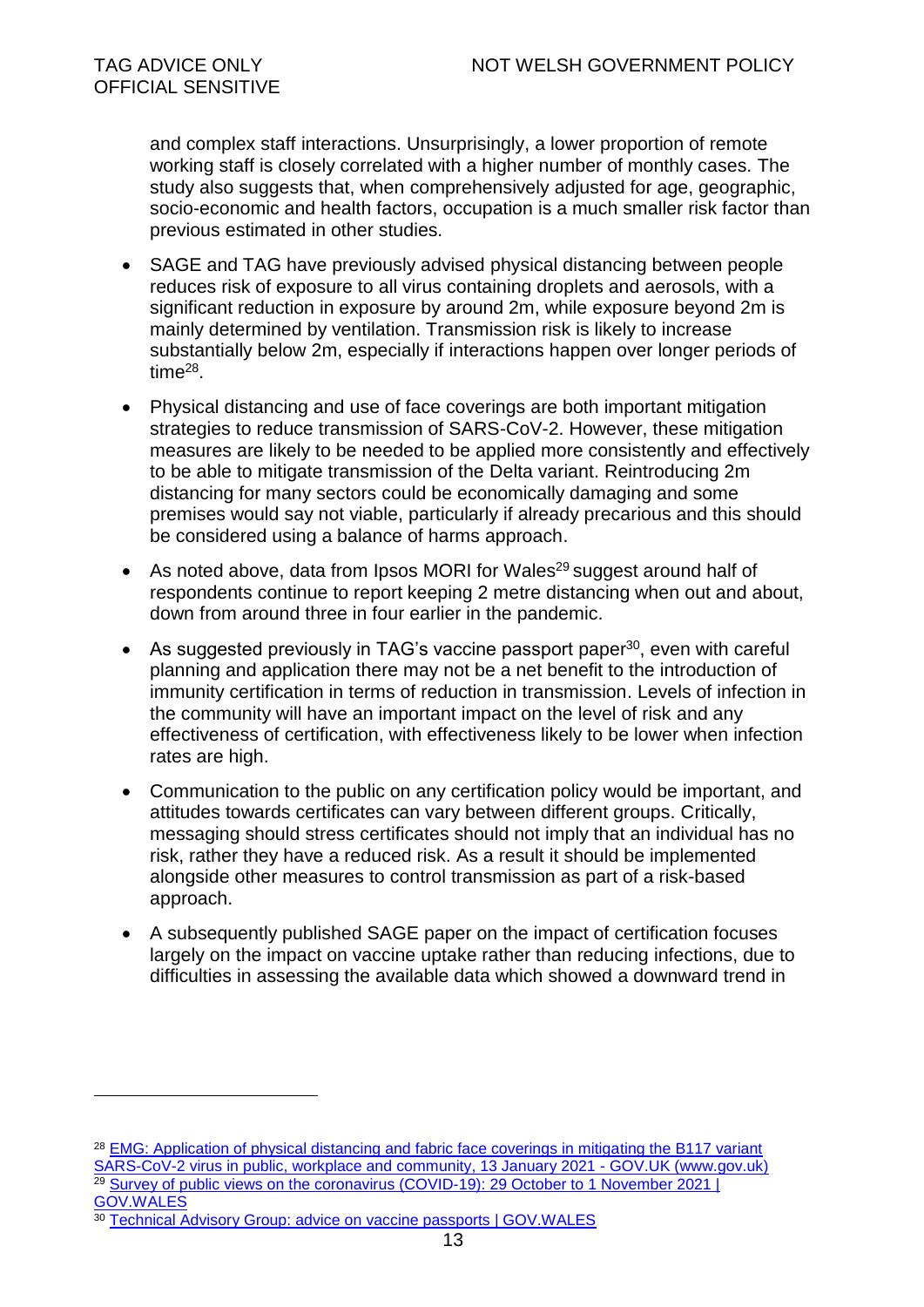and complex staff interactions. Unsurprisingly, a lower proportion of remote working staff is closely correlated with a higher number of monthly cases. The study also suggests that, when comprehensively adjusted for age, geographic, socio-economic and health factors, occupation is a much smaller risk factor than previous estimated in other studies.

- SAGE and TAG have previously advised physical distancing between people reduces risk of exposure to all virus containing droplets and aerosols, with a significant reduction in exposure by around 2m, while exposure beyond 2m is mainly determined by ventilation. Transmission risk is likely to increase substantially below 2m, especially if interactions happen over longer periods of time[28].
- Physical distancing and use of face coverings are both important mitigation strategies to reduce transmission of SARS-CoV-2. However, these mitigation measures are likely to be needed to be applied more consistently and effectively to be able to mitigate transmission of the Delta variant. Reintroducing 2m distancing for many sectors could be economically damaging and some premises would say not viable, particularly if already precarious and this should be considered using a balance of harms approach.
- As noted above, data from Ipsos MORI for Wales[29] suggest around half of respondents continue to report keeping 2 metre distancing when out and about, down from around three in four earlier in the pandemic.
- As suggested previously in TAG's vaccine passport paper[30], even with careful planning and application there may not be a net benefit to the introduction of immunity certification in terms of reduction in transmission. Levels of infection in the community will have an important impact on the level of risk and any effectiveness of certification, with effectiveness likely to be lower when infection rates are high.
- Communication to the public on any certification policy would be important, and attitudes towards certificates can vary between different groups. Critically, messaging should stress certificates should not imply that an individual has no risk, rather they have a reduced risk. As a result it should be implemented alongside other measures to control transmission as part of a risk-based approach.
- A subsequently published SAGE paper on the impact of certification focuses largely on the impact on vaccine uptake rather than reducing infections, due to difficulties in assessing the available data which showed a downward trend in

---

[28] EMG: Application of physical distancing and fabric face coverings in mitigating the B117 variant SARS-CoV-2 virus in public, workplace and community, 13 January 2021 - GOV.UK (www.gov.uk)

[29] Survey of public views on the coronavirus (COVID-19): 29 October to 1 November 2021 | GOV.WALES

[30] Technical Advisory Group: advice on vaccine passports | GOV.WALES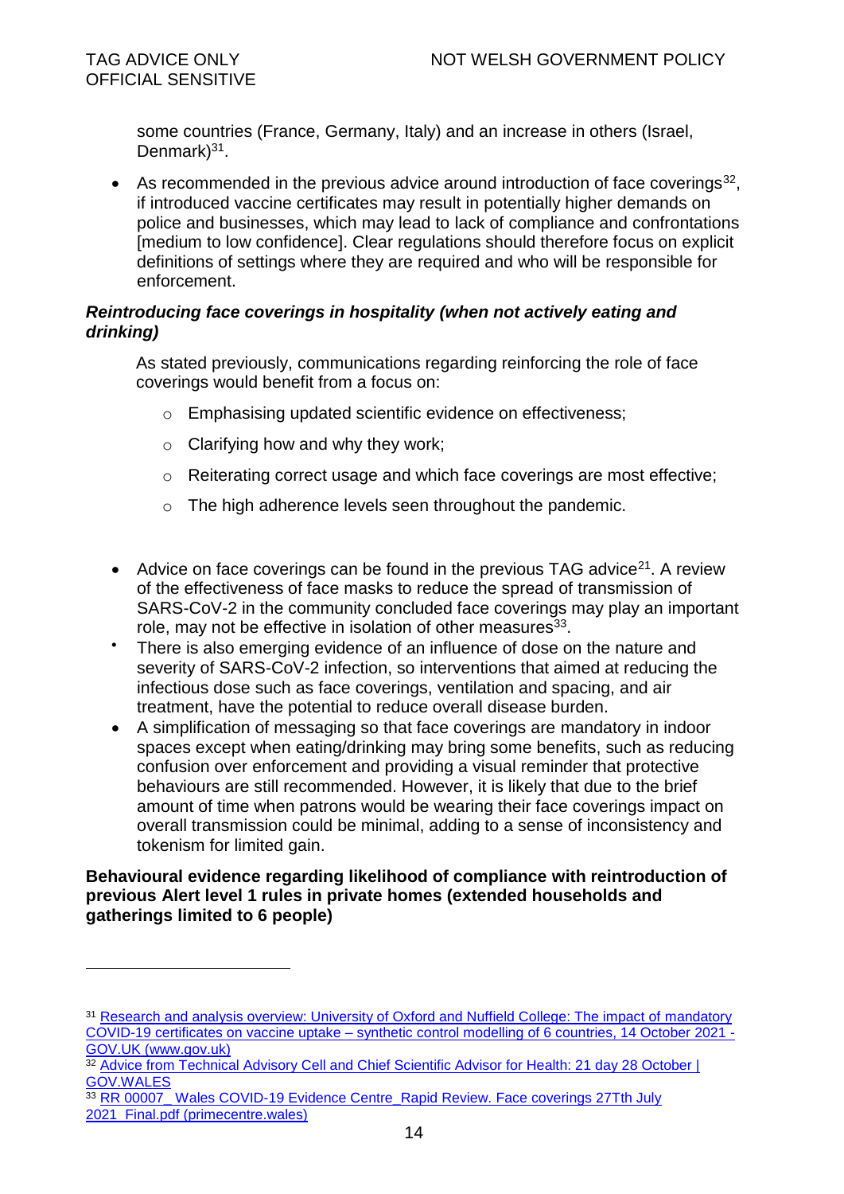some countries (France, Germany, Italy) and an increase in others (Israel, Denmark)[31].

- As recommended in the previous advice around introduction of face coverings[32], if introduced vaccine certificates may result in potentially higher demands on police and businesses, which may lead to lack of compliance and confrontations [medium to low confidence]. Clear regulations should therefore focus on explicit definitions of settings where they are required and who will be responsible for enforcement.

***Reintroducing face coverings in hospitality (when not actively eating and drinking)***

As stated previously, communications regarding reinforcing the role of face coverings would benefit from a focus on:

- Emphasising updated scientific evidence on effectiveness;
- Clarifying how and why they work;
- Reiterating correct usage and which face coverings are most effective;
- The high adherence levels seen throughout the pandemic.

- Advice on face coverings can be found in the previous TAG advice[21]. A review of the effectiveness of face masks to reduce the spread of transmission of SARS-CoV-2 in the community concluded face coverings may play an important role, may not be effective in isolation of other measures[33].
- There is also emerging evidence of an influence of dose on the nature and severity of SARS-CoV-2 infection, so interventions that aimed at reducing the infectious dose such as face coverings, ventilation and spacing, and air treatment, have the potential to reduce overall disease burden.
- A simplification of messaging so that face coverings are mandatory in indoor spaces except when eating/drinking may bring some benefits, such as reducing confusion over enforcement and providing a visual reminder that protective behaviours are still recommended. However, it is likely that due to the brief amount of time when patrons would be wearing their face coverings impact on overall transmission could be minimal, adding to a sense of inconsistency and tokenism for limited gain.

**Behavioural evidence regarding likelihood of compliance with reintroduction of previous Alert level 1 rules in private homes (extended households and gatherings limited to 6 people)**

---

[31] Research and analysis overview: University of Oxford and Nuffield College: The impact of mandatory COVID-19 certificates on vaccine uptake – synthetic control modelling of 6 countries, 14 October 2021 - GOV.UK (www.gov.uk)

[32] Advice from Technical Advisory Cell and Chief Scientific Advisor for Health: 21 day 28 October | GOV.WALES

[33] RR 00007_ Wales COVID-19 Evidence Centre_Rapid Review. Face coverings 27Tth July 2021_Final.pdf (primecentre.wales)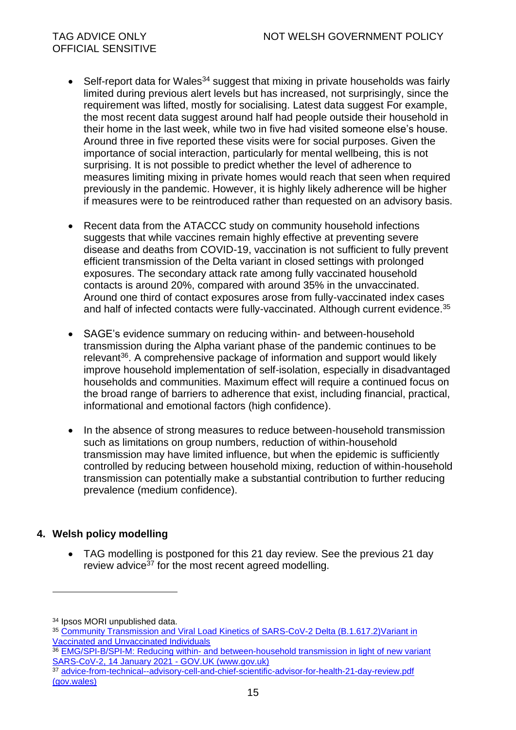- Self-report data for Wales[34] suggest that mixing in private households was fairly limited during previous alert levels but has increased, not surprisingly, since the requirement was lifted, mostly for socialising. Latest data suggest For example, the most recent data suggest around half had people outside their household in their home in the last week, while two in five had visited someone else's house. Around three in five reported these visits were for social purposes. Given the importance of social interaction, particularly for mental wellbeing, this is not surprising. It is not possible to predict whether the level of adherence to measures limiting mixing in private homes would reach that seen when required previously in the pandemic. However, it is highly likely adherence will be higher if measures were to be reintroduced rather than requested on an advisory basis.

- Recent data from the ATACCC study on community household infections suggests that while vaccines remain highly effective at preventing severe disease and deaths from COVID-19, vaccination is not sufficient to fully prevent efficient transmission of the Delta variant in closed settings with prolonged exposures. The secondary attack rate among fully vaccinated household contacts is around 20%, compared with around 35% in the unvaccinated. Around one third of contact exposures arose from fully-vaccinated index cases and half of infected contacts were fully-vaccinated. Although current evidence.[35]

- SAGE's evidence summary on reducing within- and between-household transmission during the Alpha variant phase of the pandemic continues to be relevant[36]. A comprehensive package of information and support would likely improve household implementation of self-isolation, especially in disadvantaged households and communities. Maximum effect will require a continued focus on the broad range of barriers to adherence that exist, including financial, practical, informational and emotional factors (high confidence).

- In the absence of strong measures to reduce between-household transmission such as limitations on group numbers, reduction of within-household transmission may have limited influence, but when the epidemic is sufficiently controlled by reducing between household mixing, reduction of within-household transmission can potentially make a substantial contribution to further reducing prevalence (medium confidence).

## 4. Welsh policy modelling

- TAG modelling is postponed for this 21 day review. See the previous 21 day review advice[37] for the most recent agreed modelling.

---

[34] Ipsos MORI unpublished data.

[35] Community Transmission and Viral Load Kinetics of SARS-CoV-2 Delta (B.1.617.2)Variant in Vaccinated and Unvaccinated Individuals

[36] EMG/SPI-B/SPI-M: Reducing within- and between-household transmission in light of new variant SARS-CoV-2, 14 January 2021 - GOV.UK (www.gov.uk)

[37] advice-from-technical--advisory-cell-and-chief-scientific-advisor-for-health-21-day-review.pdf (gov.wales)